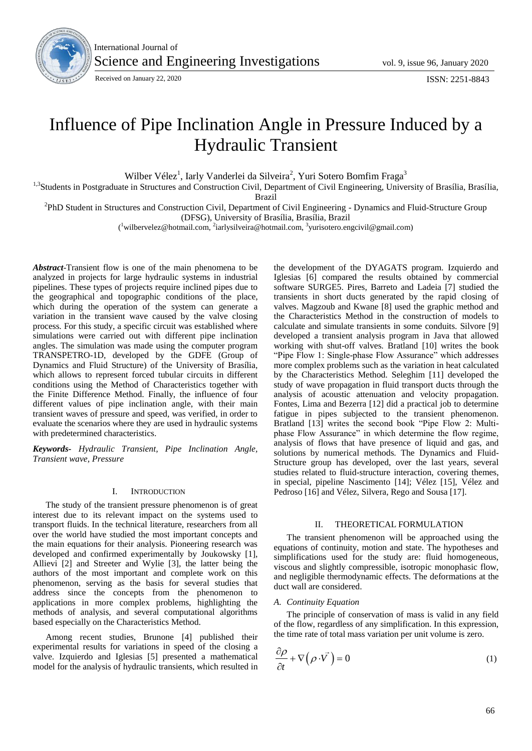International Journal of Science and Engineering Investigations

Received on January 22, 2020

# Influence of Pipe Inclination Angle in Pressure Induced by a Hydraulic Transient

Wilber Vélez[1], Iarly Vanderlei da Silveira[2], Yuri Sotero Bomfim Fraga[3]

[1,3]Students in Postgraduate in Structures and Construction Civil, Department of Civil Engineering, University of Brasília, Brasília, Brazil

[2]PhD Student in Structures and Construction Civil, Department of Civil Engineering - Dynamics and Fluid-Structure Group (DFSG), University of Brasília, Brasília, Brazil

([1]wilbervelez@hotmail.com, [2]iarlysilveira@hotmail.com, [3]yurisotero.engcivil@gmail.com)

***Abstract*-**Transient flow is one of the main phenomena to be analyzed in projects for large hydraulic systems in industrial pipelines. These types of projects require inclined pipes due to the geographical and topographic conditions of the place, which during the operation of the system can generate a variation in the transient wave caused by the valve closing process. For this study, a specific circuit was established where simulations were carried out with different pipe inclination angles. The simulation was made using the computer program TRANSPETRO-1D, developed by the GDFE (Group of Dynamics and Fluid Structure) of the University of Brasília, which allows to represent forced tubular circuits in different conditions using the Method of Characteristics together with the Finite Difference Method. Finally, the influence of four different values of pipe inclination angle, with their main transient waves of pressure and speed, was verified, in order to evaluate the scenarios where they are used in hydraulic systems with predetermined characteristics.

***Keywords-*** *Hydraulic Transient, Pipe Inclination Angle, Transient wave, Pressure*

## I. Introduction

The study of the transient pressure phenomenon is of great interest due to its relevant impact on the systems used to transport fluids. In the technical literature, researchers from all over the world have studied the most important concepts and the main equations for their analysis. Pioneering research was developed and confirmed experimentally by Joukowsky [1], Allievi [2] and Streeter and Wylie [3], the latter being the authors of the most important and complete work on this phenomenon, serving as the basis for several studies that address since the concepts from the phenomenon to applications in more complex problems, highlighting the methods of analysis, and several computational algorithms based especially on the Characteristics Method.

Among recent studies, Brunone [4] published their experimental results for variations in speed of the closing a valve. Izquierdo and Iglesias [5] presented a mathematical model for the analysis of hydraulic transients, which resulted in the development of the DYAGATS program. Izquierdo and Iglesias [6] compared the results obtained by commercial software SURGE5. Pires, Barreto and Ladeia [7] studied the transients in short ducts generated by the rapid closing of valves. Magzoub and Kwane [8] used the graphic method and the Characteristics Method in the construction of models to calculate and simulate transients in some conduits. Silvore [9] developed a transient analysis program in Java that allowed working with shut-off valves. Bratland [10] writes the book "Pipe Flow 1: Single-phase Flow Assurance" which addresses more complex problems such as the variation in heat calculated by the Characteristics Method. Seleghim [11] developed the study of wave propagation in fluid transport ducts through the analysis of acoustic attenuation and velocity propagation. Fontes, Lima and Bezerra [12] did a practical job to determine fatigue in pipes subjected to the transient phenomenon. Bratland [13] writes the second book "Pipe Flow 2: Multi-phase Flow Assurance" in which determine the flow regime, analysis of flows that have presence of liquid and gas, and solutions by numerical methods. The Dynamics and Fluid-Structure group has developed, over the last years, several studies related to fluid-structure interaction, covering themes, in special, pipeline Nascimento [14]; Vélez [15], Vélez and Pedroso [16] and Vélez, Silvera, Rego and Sousa [17].

## II. Theoretical Formulation

The transient phenomenon will be approached using the equations of continuity, motion and state. The hypotheses and simplifications used for the study are: fluid homogeneous, viscous and slightly compressible, isotropic monophasic flow, and negligible thermodynamic effects. The deformations at the duct wall are considered.

### *A. Continuity Equation*

The principle of conservation of mass is valid in any field of the flow, regardless of any simplification. In this expression, the time rate of total mass variation per unit volume is zero.

$$\frac{\partial \rho}{\partial t} + \nabla\left(\rho \cdot \vec{V}\right) = 0 \tag{1}$$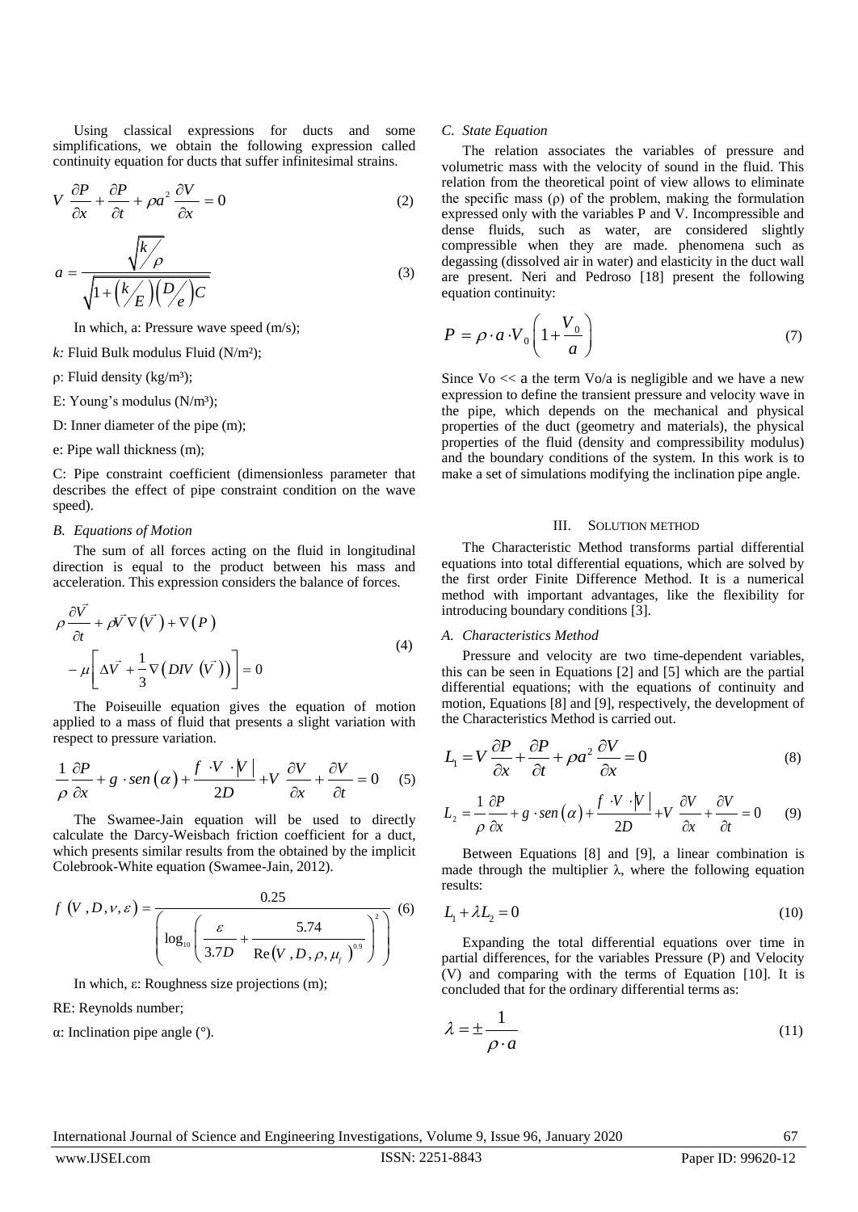Using classical expressions for ducts and some simplifications, we obtain the following expression called continuity equation for ducts that suffer infinitesimal strains.

$$V \frac{\partial P}{\partial x} + \frac{\partial P}{\partial t} + \rho a^2 \frac{\partial V}{\partial x} = 0 \tag{2}$$

$$a = \frac{\sqrt{k/\rho}}{\sqrt{1 + \left(k/E\right)\left(D/e\right)C}} \tag{3}$$

In which, a: Pressure wave speed (m/s);

*k:* Fluid Bulk modulus Fluid (N/m²);

ρ: Fluid density (kg/m³);

E: Young's modulus (N/m³);

D: Inner diameter of the pipe (m);

e: Pipe wall thickness (m);

C: Pipe constraint coefficient (dimensionless parameter that describes the effect of pipe constraint condition on the wave speed).

### *B. Equations of Motion*

The sum of all forces acting on the fluid in longitudinal direction is equal to the product between his mass and acceleration. This expression considers the balance of forces.

$$\rho \frac{\partial \vec{V}}{\partial t} + \rho \vec{V} \nabla\left(\vec{V}\right) + \nabla\left(P\right) - \mu\left[\Delta \vec{V} + \frac{1}{3}\nabla\left(DIV\left(\vec{V}\right)\right)\right] = 0 \tag{4}$$

The Poiseuille equation gives the equation of motion applied to a mass of fluid that presents a slight variation with respect to pressure variation.

$$\frac{1}{\rho}\frac{\partial P}{\partial x} + g \cdot sen\left(\alpha\right) + \frac{f \cdot V \cdot \left|V\right|}{2D} + V \frac{\partial V}{\partial x} + \frac{\partial V}{\partial t} = 0 \tag{5}$$

The Swamee-Jain equation will be used to directly calculate the Darcy-Weisbach friction coefficient for a duct, which presents similar results from the obtained by the implicit Colebrook-White equation (Swamee-Jain, 2012).

$$f\left(V, D, \nu, \varepsilon\right) = \frac{0.25}{\left(\log_{10}\left(\frac{\varepsilon}{3.7D} + \frac{5.74}{\mathrm{Re}\left(V, D, \rho, \mu_f\right)^{0.9}}\right)\right)^2} \tag{6}$$

In which, ε: Roughness size projections (m);

RE: Reynolds number;

α: Inclination pipe angle (°).

### *C. State Equation*

The relation associates the variables of pressure and volumetric mass with the velocity of sound in the fluid. This relation from the theoretical point of view allows to eliminate the specific mass (ρ) of the problem, making the formulation expressed only with the variables P and V. Incompressible and dense fluids, such as water, are considered slightly compressible when they are made. phenomena such as degassing (dissolved air in water) and elasticity in the duct wall are present. Neri and Pedroso [18] present the following equation continuity:

$$P = \rho \cdot a \cdot V_0 \left(1 + \frac{V_0}{a}\right) \tag{7}$$

Since Vo << a the term Vo/a is negligible and we have a new expression to define the transient pressure and velocity wave in the pipe, which depends on the mechanical and physical properties of the duct (geometry and materials), the physical properties of the fluid (density and compressibility modulus) and the boundary conditions of the system. In this work is to make a set of simulations modifying the inclination pipe angle.

## III. Solution Method

The Characteristic Method transforms partial differential equations into total differential equations, which are solved by the first order Finite Difference Method. It is a numerical method with important advantages, like the flexibility for introducing boundary conditions [3].

### *A. Characteristics Method*

Pressure and velocity are two time-dependent variables, this can be seen in Equations [2] and [5] which are the partial differential equations; with the equations of continuity and motion, Equations [8] and [9], respectively, the development of the Characteristics Method is carried out.

$$L_1 = V \frac{\partial P}{\partial x} + \frac{\partial P}{\partial t} + \rho a^2 \frac{\partial V}{\partial x} = 0 \tag{8}$$

$$L_2 = \frac{1}{\rho}\frac{\partial P}{\partial x} + g \cdot sen\left(\alpha\right) + \frac{f \cdot V \cdot \left|V\right|}{2D} + V \frac{\partial V}{\partial x} + \frac{\partial V}{\partial t} = 0 \tag{9}$$

Between Equations [8] and [9], a linear combination is made through the multiplier λ, where the following equation results:

$$L_1 + \lambda L_2 = 0 \tag{10}$$

Expanding the total differential equations over time in partial differences, for the variables Pressure (P) and Velocity (V) and comparing with the terms of Equation [10]. It is concluded that for the ordinary differential terms as:

$$\lambda = \pm \frac{1}{\rho \cdot a} \tag{11}$$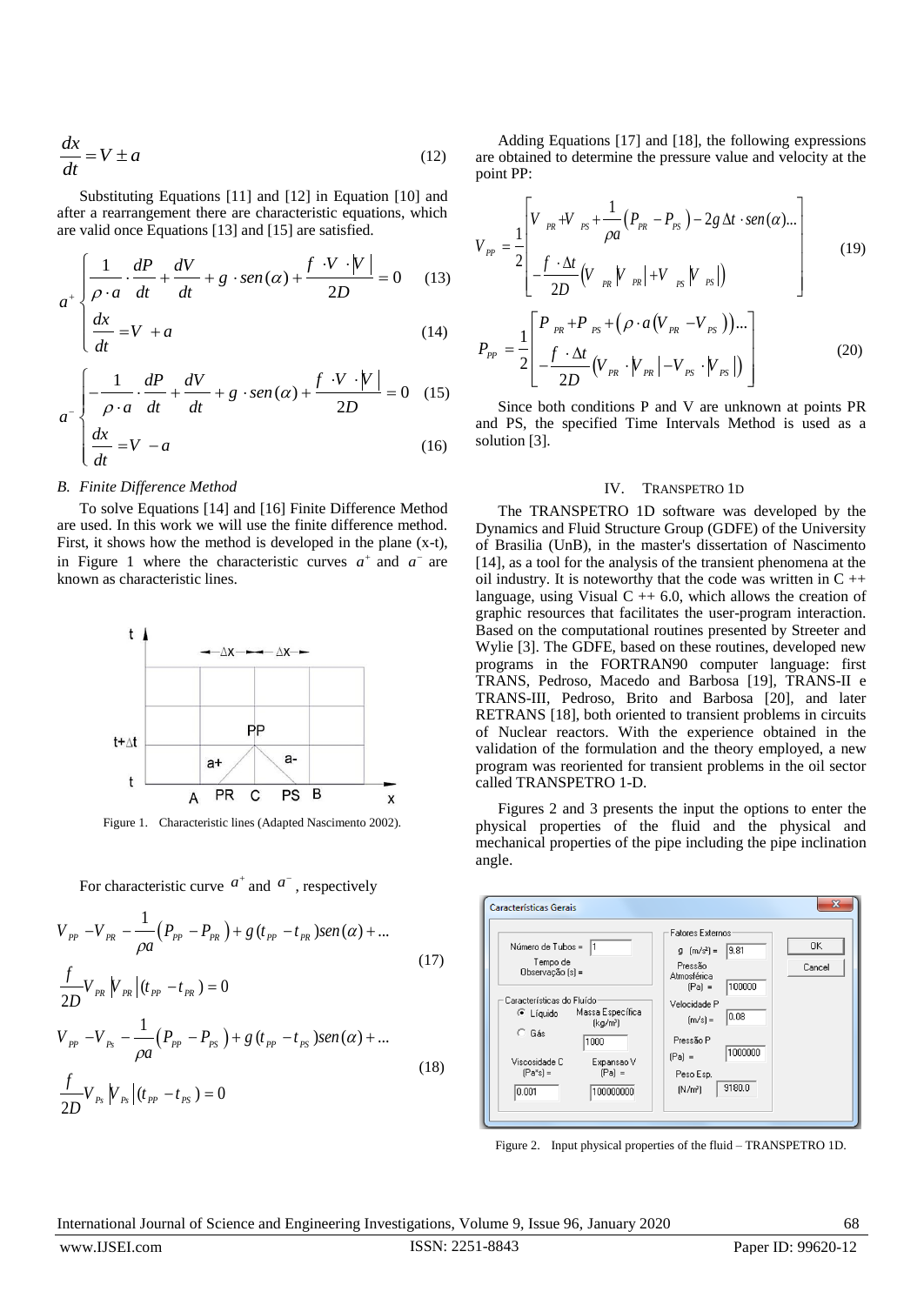$$\frac{dx}{dt} = V \pm a \tag{12}$$

Substituting Equations [11] and [12] in Equation [10] and after a rearrangement there are characteristic equations, which are valid once Equations [13] and [15] are satisfied.

$$a^{+}\begin{cases} \dfrac{1}{\rho \cdot a} \cdot \dfrac{dP}{dt} + \dfrac{dV}{dt} + g \cdot sen(\alpha) + \dfrac{f \cdot V \cdot |V|}{2D} = 0 & (13) \\ \dfrac{dx}{dt} = V + a & (14) \end{cases}$$

$$a^{-}\begin{cases} -\dfrac{1}{\rho \cdot a} \cdot \dfrac{dP}{dt} + \dfrac{dV}{dt} + g \cdot sen(\alpha) + \dfrac{f \cdot V \cdot |V|}{2D} = 0 & (15) \\ \dfrac{dx}{dt} = V - a & (16) \end{cases}$$

### B. Finite Difference Method

To solve Equations [14] and [16] Finite Difference Method are used. In this work we will use the finite difference method. First, it shows how the method is developed in the plane (x-t), in Figure 1 where the characteristic curves $a^{+}$ and $a^{-}$ are known as characteristic lines.

Figure 1. Characteristic lines (Adapted Nascimento 2002).

For characteristic curve $a^{+}$ and $a^{-}$, respectively

$$V_{PP} - V_{PR} - \frac{1}{\rho a}\left(P_{PP} - P_{PR}\right) + g\,(t_{PP} - t_{PR})sen(\alpha) + ... \\ \frac{f}{2D} V_{PR}\left|V_{PR}\right|(t_{PP} - t_{PR}) = 0 \tag{17}$$

$$V_{PP} - V_{Ps} - \frac{1}{\rho a}\left(P_{PP} - P_{PS}\right) + g\,(t_{PP} - t_{PS})sen(\alpha) + ... \\ \frac{f}{2D} V_{Ps}\left|V_{Ps}\right|(t_{PP} - t_{PS}) = 0 \tag{18}$$

Adding Equations [17] and [18], the following expressions are obtained to determine the pressure value and velocity at the point PP:

$$V_{PP} = \frac{1}{2}\begin{bmatrix} V_{PR} + V_{PS} + \dfrac{1}{\rho a}\left(P_{PR} - P_{PS}\right) - 2g\,\Delta t \cdot sen(\alpha)... \\ -\dfrac{f \cdot \Delta t}{2D}\left(V_{PR}\left|V_{PR}\right| + V_{PS}\left|V_{PS}\right|\right) \end{bmatrix} \tag{19}$$

$$P_{PP} = \frac{1}{2}\begin{bmatrix} P_{PR} + P_{PS} + \left(\rho \cdot a\left(V_{PR} - V_{PS}\right)\right)... \\ -\dfrac{f \cdot \Delta t}{2D}\left(V_{PR} \cdot \left|V_{PR}\right| - V_{PS} \cdot \left|V_{PS}\right|\right) \end{bmatrix} \tag{20}$$

Since both conditions P and V are unknown at points PR and PS, the specified Time Intervals Method is used as a solution [3].

## IV. TRANSPETRO 1D

The TRANSPETRO 1D software was developed by the Dynamics and Fluid Structure Group (GDFE) of the University of Brasilia (UnB), in the master's dissertation of Nascimento [14], as a tool for the analysis of the transient phenomena at the oil industry. It is noteworthy that the code was written in C ++ language, using Visual C ++ 6.0, which allows the creation of graphic resources that facilitates the user-program interaction. Based on the computational routines presented by Streeter and Wylie [3]. The GDFE, based on these routines, developed new programs in the FORTRAN90 computer language: first TRANS, Pedroso, Macedo and Barbosa [19], TRANS-II e TRANS-III, Pedroso, Brito and Barbosa [20], and later RETRANS [18], both oriented to transient problems in circuits of Nuclear reactors. With the experience obtained in the validation of the formulation and the theory employed, a new program was reoriented for transient problems in the oil sector called TRANSPETRO 1-D.

Figures 2 and 3 presents the input the options to enter the physical properties of the fluid and the physical and mechanical properties of the pipe including the pipe inclination angle.

Figure 2. Input physical properties of the fluid – TRANSPETRO 1D.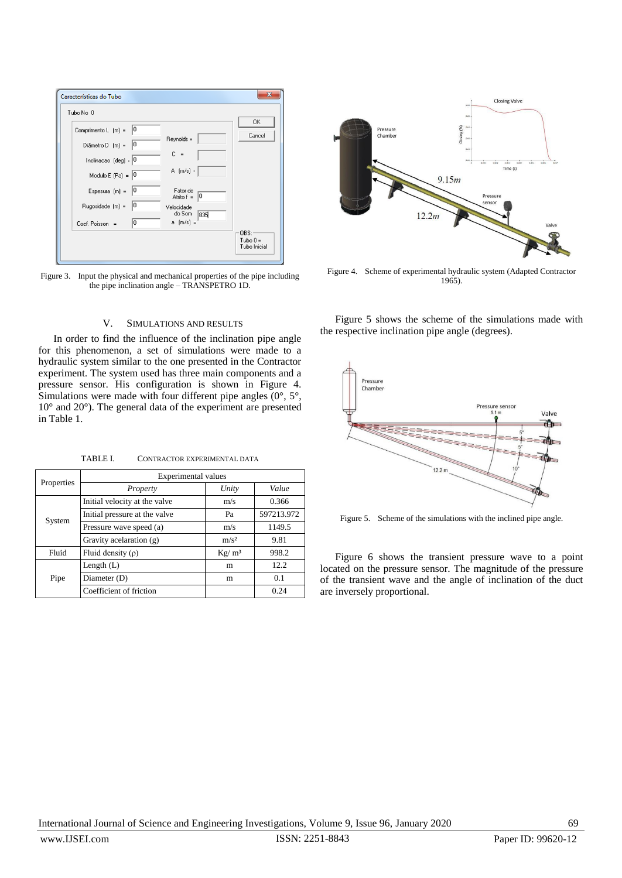Figure 3. Input the physical and mechanical properties of the pipe including the pipe inclination angle – TRANSPETRO 1D.

Figure 4. Scheme of experimental hydraulic system (Adapted Contractor 1965).

## V. SIMULATIONS AND RESULTS

In order to find the influence of the inclination pipe angle for this phenomenon, a set of simulations were made to a hydraulic system similar to the one presented in the Contractor experiment. The system used has three main components and a pressure sensor. His configuration is shown in Figure 4. Simulations were made with four different pipe angles (0°, 5°, 10° and 20°). The general data of the experiment are presented in Table 1.

TABLE I. CONTRACTOR EXPERIMENTAL DATA

| Properties | Experimental values | | |
|---|---|---|---|
| | *Property* | *Unity* | *Value* |
| System | Initial velocity at the valve | m/s | 0.366 |
| | Initial pressure at the valve | Pa | 597213.972 |
| | Pressure wave speed (a) | m/s | 1149.5 |
| | Gravity acelaration (g) | m/s² | 9.81 |
| Fluid | Fluid density (ρ) | Kg/ m³ | 998.2 |
| Pipe | Length (L) | m | 12.2 |
| | Diameter (D) | m | 0.1 |
| | Coefficient of friction | | 0.24 |

Figure 5 shows the scheme of the simulations made with the respective inclination pipe angle (degrees).

Figure 5. Scheme of the simulations with the inclined pipe angle.

Figure 6 shows the transient pressure wave to a point located on the pressure sensor. The magnitude of the pressure of the transient wave and the angle of inclination of the duct are inversely proportional.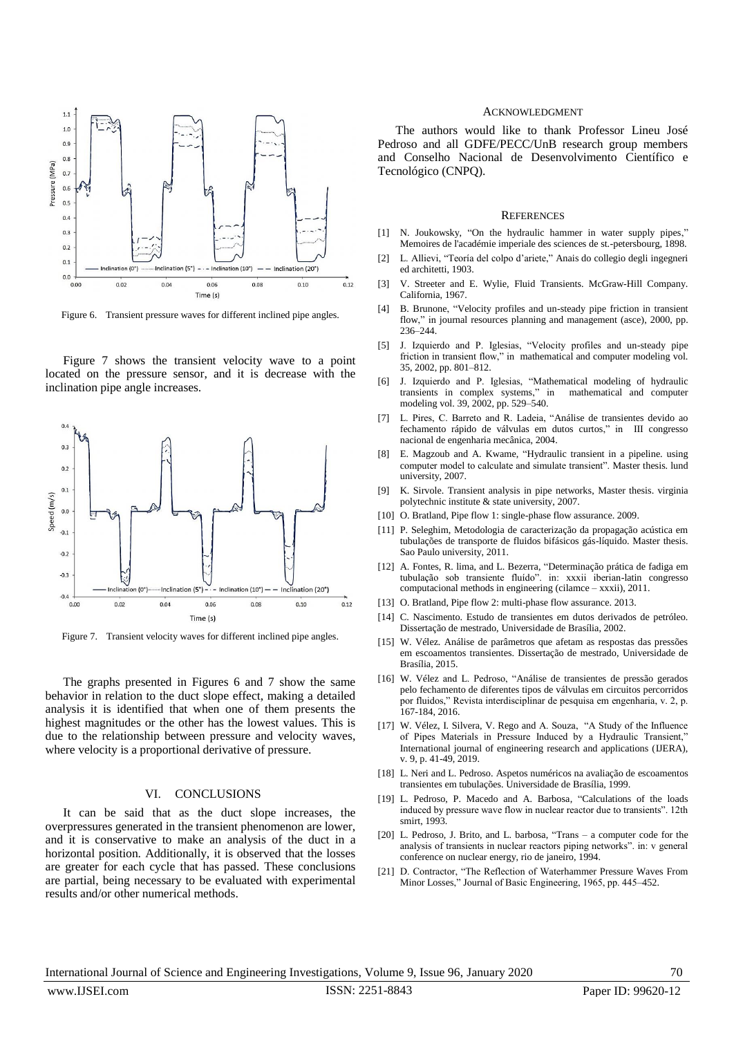Figure 6. Transient pressure waves for different inclined pipe angles.

Figure 7 shows the transient velocity wave to a point located on the pressure sensor, and it is decrease with the inclination pipe angle increases.

Figure 7. Transient velocity waves for different inclined pipe angles.

The graphs presented in Figures 6 and 7 show the same behavior in relation to the duct slope effect, making a detailed analysis it is identified that when one of them presents the highest magnitudes or the other has the lowest values. This is due to the relationship between pressure and velocity waves, where velocity is a proportional derivative of pressure.

## VI. CONCLUSIONS

It can be said that as the duct slope increases, the overpressures generated in the transient phenomenon are lower, and it is conservative to make an analysis of the duct in a horizontal position. Additionally, it is observed that the losses are greater for each cycle that has passed. These conclusions are partial, being necessary to be evaluated with experimental results and/or other numerical methods.

## ACKNOWLEDGMENT

The authors would like to thank Professor Lineu José Pedroso and all GDFE/PECC/UnB research group members and Conselho Nacional de Desenvolvimento Científico e Tecnológico (CNPQ).

## REFERENCES

[1] N. Joukowsky, "On the hydraulic hammer in water supply pipes," Memoires de l'académie imperiale des sciences de st.-petersbourg, 1898.

[2] L. Allievi, "Teoría del colpo d'ariete," Anais do collegio degli ingegneri ed architetti, 1903.

[3] V. Streeter and E. Wylie, Fluid Transients. McGraw-Hill Company. California, 1967.

[4] B. Brunone, "Velocity profiles and un-steady pipe friction in transient flow," in journal resources planning and management (asce), 2000, pp. 236–244.

[5] J. Izquierdo and P. Iglesias, "Velocity profiles and un-steady pipe friction in transient flow," in mathematical and computer modeling vol. 35, 2002, pp. 801–812.

[6] J. Izquierdo and P. Iglesias, "Mathematical modeling of hydraulic transients in complex systems," in mathematical and computer modeling vol. 39, 2002, pp. 529–540.

[7] L. Pires, C. Barreto and R. Ladeia, "Análise de transientes devido ao fechamento rápido de válvulas em dutos curtos," in III congresso nacional de engenharia mecânica, 2004.

[8] E. Magzoub and A. Kwame, "Hydraulic transient in a pipeline. using computer model to calculate and simulate transient". Master thesis. lund university, 2007.

[9] K. Sirvole. Transient analysis in pipe networks, Master thesis. virginia polytechnic institute & state university, 2007.

[10] O. Bratland, Pipe flow 1: single-phase flow assurance. 2009.

[11] P. Seleghim, Metodologia de caracterização da propagação acústica em tubulações de transporte de fluidos bifásicos gás-líquido. Master thesis. Sao Paulo university, 2011.

[12] A. Fontes, R. lima, and L. Bezerra, "Determinação prática de fadiga em tubulação sob transiente fluído". in: xxxii iberian-latin congresso computacional methods in engineering (cilamce – xxxii), 2011.

[13] O. Bratland, Pipe flow 2: multi-phase flow assurance. 2013.

[14] C. Nascimento. Estudo de transientes em dutos derivados de petróleo. Dissertação de mestrado, Universidade de Brasília, 2002.

[15] W. Vélez. Análise de parâmetros que afetam as respostas das pressões em escoamentos transientes. Dissertação de mestrado, Universidade de Brasília, 2015.

[16] W. Vélez and L. Pedroso, "Análise de transientes de pressão gerados pelo fechamento de diferentes tipos de válvulas em circuitos percorridos por fluidos," Revista interdisciplinar de pesquisa em engenharia, v. 2, p. 167-184, 2016.

[17] W. Vélez, I. Silvera, V. Rego and A. Souza, "A Study of the Influence of Pipes Materials in Pressure Induced by a Hydraulic Transient," International journal of engineering research and applications (IJERA), v. 9, p. 41-49, 2019.

[18] L. Neri and L. Pedroso. Aspetos numéricos na avaliação de escoamentos transientes em tubulações. Universidade de Brasília, 1999.

[19] L. Pedroso, P. Macedo and A. Barbosa, "Calculations of the loads induced by pressure wave flow in nuclear reactor due to transients". 12th smirt, 1993.

[20] L. Pedroso, J. Brito, and L. barbosa, "Trans – a computer code for the analysis of transients in nuclear reactors piping networks". in: v general conference on nuclear energy, rio de janeiro, 1994.

[21] D. Contractor, "The Reflection of Waterhammer Pressure Waves From Minor Losses," Journal of Basic Engineering, 1965, pp. 445–452.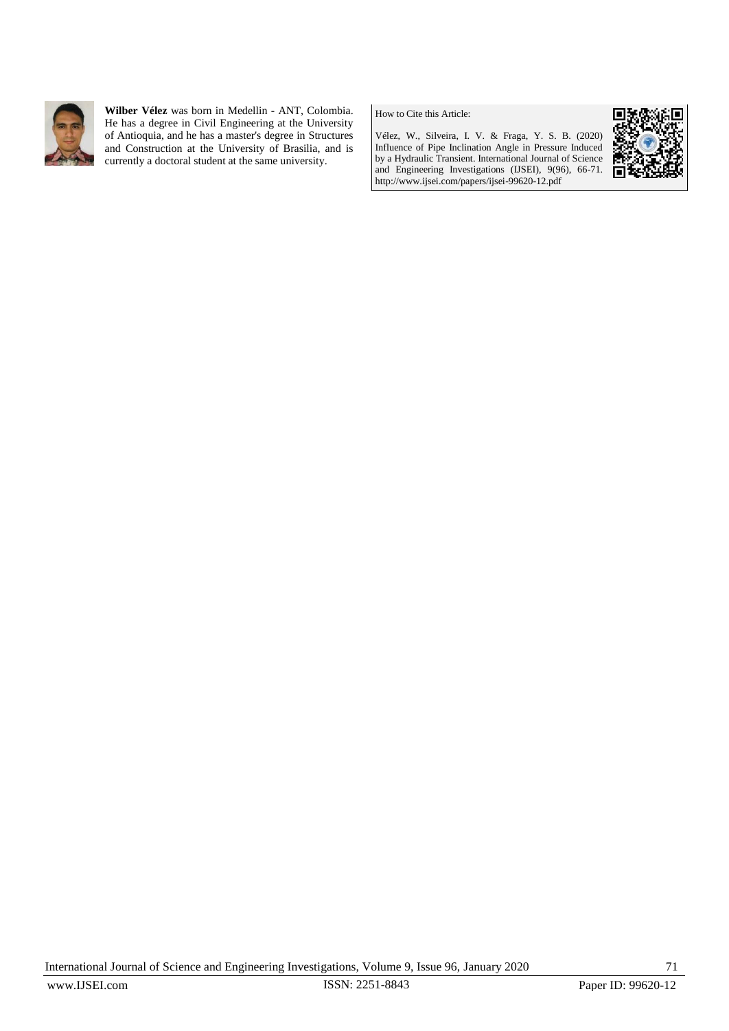**Wilber Vélez** was born in Medellin - ANT, Colombia. He has a degree in Civil Engineering at the University of Antioquia, and he has a master's degree in Structures and Construction at the University of Brasilia, and is currently a doctoral student at the same university.

How to Cite this Article:

Vélez, W., Silveira, I. V. & Fraga, Y. S. B. (2020) Influence of Pipe Inclination Angle in Pressure Induced by a Hydraulic Transient. International Journal of Science and Engineering Investigations (IJSEI), 9(96), 66-71. http://www.ijsei.com/papers/ijsei-99620-12.pdf